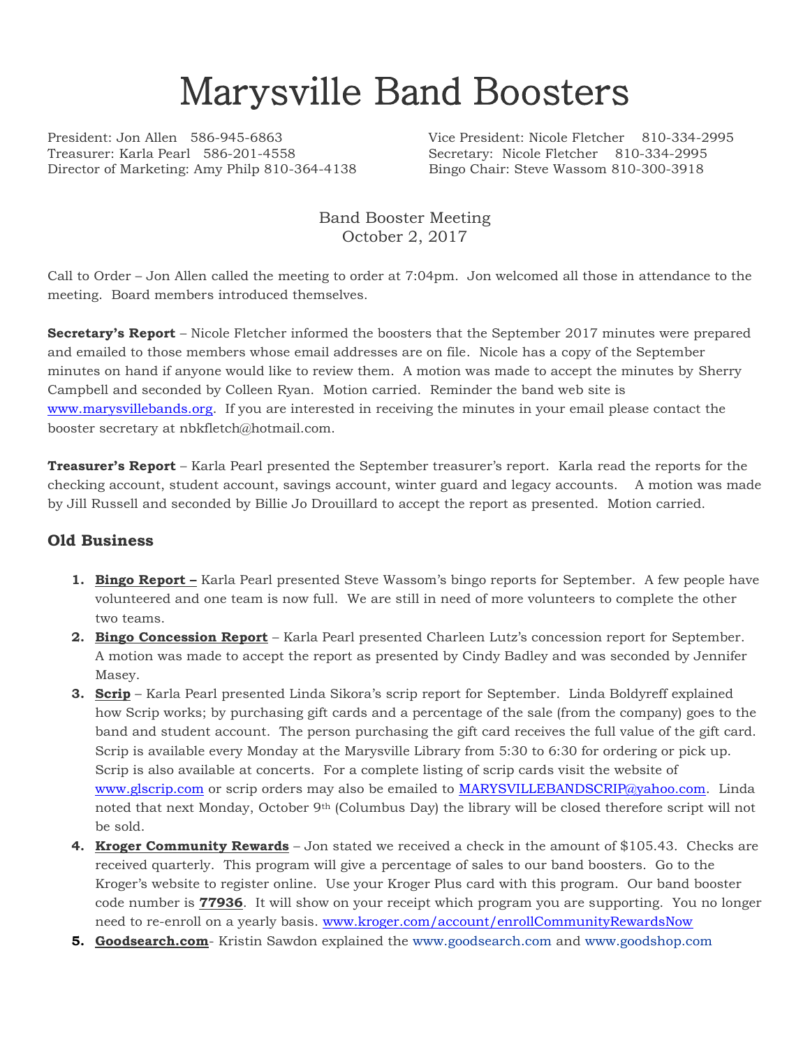# Marysville Band Boosters

President: Jon Allen 586-945-6863
Vice President: Nicole Fletcher 810-334-2995
Treasurer: Karla Pearl 586-201-4558
Secretary: Nicole Fletcher 810-334-2995
Director of Marketing: Amy Philp 810-364-4138
Bingo Chair: Steve Wassom 810-300-3918

Band Booster Meeting
October 2, 2017

Call to Order – Jon Allen called the meeting to order at 7:04pm. Jon welcomed all those in attendance to the meeting. Board members introduced themselves.

**Secretary's Report** – Nicole Fletcher informed the boosters that the September 2017 minutes were prepared and emailed to those members whose email addresses are on file. Nicole has a copy of the September minutes on hand if anyone would like to review them. A motion was made to accept the minutes by Sherry Campbell and seconded by Colleen Ryan. Motion carried. Reminder the band web site is www.marysvillebands.org. If you are interested in receiving the minutes in your email please contact the booster secretary at nbkfletch@hotmail.com.

**Treasurer's Report** – Karla Pearl presented the September treasurer's report. Karla read the reports for the checking account, student account, savings account, winter guard and legacy accounts. A motion was made by Jill Russell and seconded by Billie Jo Drouillard to accept the report as presented. Motion carried.

## Old Business

1. **Bingo Report –** Karla Pearl presented Steve Wassom's bingo reports for September. A few people have volunteered and one team is now full. We are still in need of more volunteers to complete the other two teams.
2. **Bingo Concession Report** – Karla Pearl presented Charleen Lutz's concession report for September. A motion was made to accept the report as presented by Cindy Badley and was seconded by Jennifer Masey.
3. **Scrip** – Karla Pearl presented Linda Sikora's scrip report for September. Linda Boldyreff explained how Scrip works; by purchasing gift cards and a percentage of the sale (from the company) goes to the band and student account. The person purchasing the gift card receives the full value of the gift card. Scrip is available every Monday at the Marysville Library from 5:30 to 6:30 for ordering or pick up. Scrip is also available at concerts. For a complete listing of scrip cards visit the website of www.glscrip.com or scrip orders may also be emailed to MARYSVILLEBANDSCRIP@yahoo.com. Linda noted that next Monday, October 9th (Columbus Day) the library will be closed therefore script will not be sold.
4. **Kroger Community Rewards** – Jon stated we received a check in the amount of $105.43. Checks are received quarterly. This program will give a percentage of sales to our band boosters. Go to the Kroger's website to register online. Use your Kroger Plus card with this program. Our band booster code number is **77936**. It will show on your receipt which program you are supporting. You no longer need to re-enroll on a yearly basis. www.kroger.com/account/enrollCommunityRewardsNow
5. **Goodsearch.com**- Kristin Sawdon explained the www.goodsearch.com and www.goodshop.com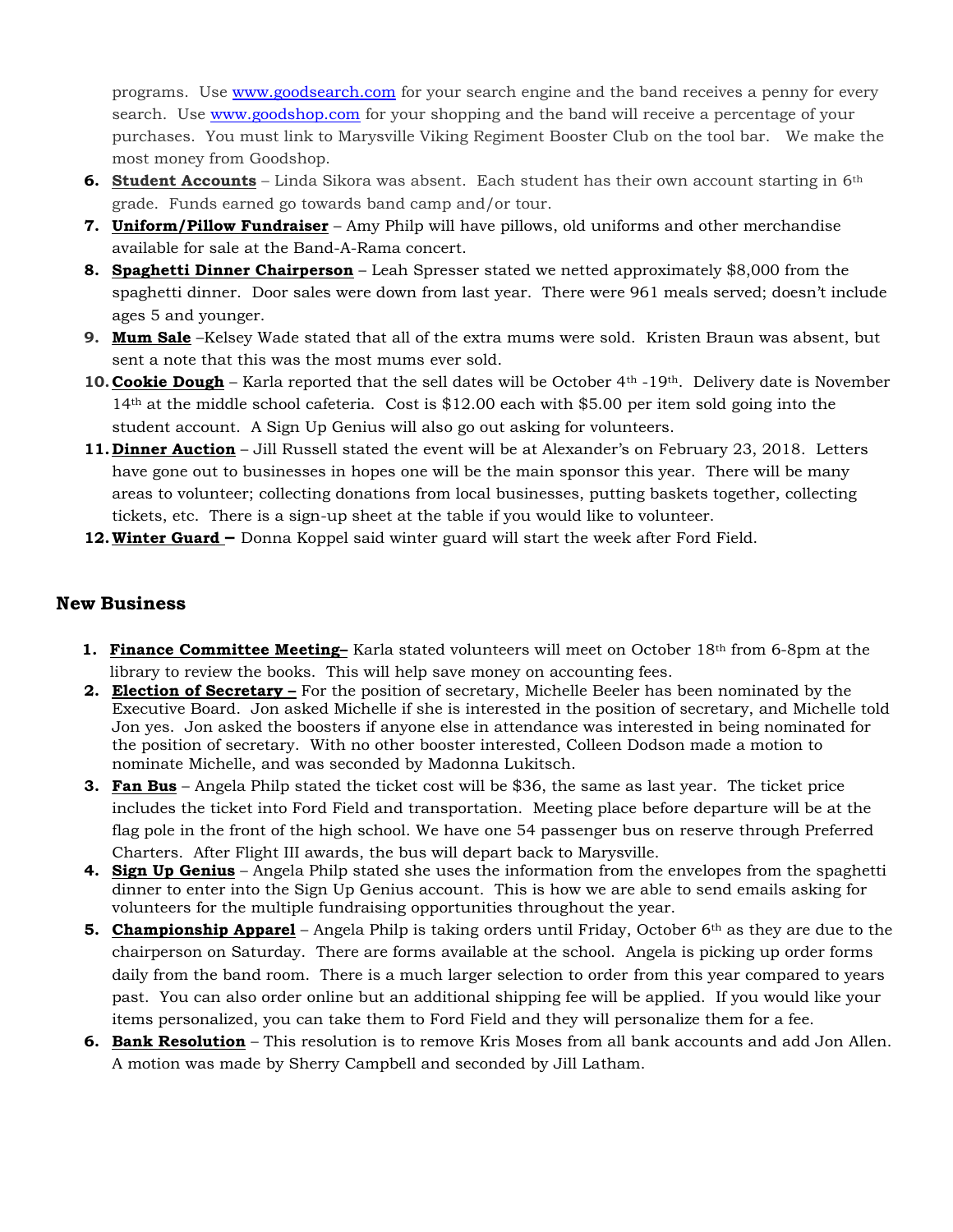programs. Use www.goodsearch.com for your search engine and the band receives a penny for every search. Use www.goodshop.com for your shopping and the band will receive a percentage of your purchases. You must link to Marysville Viking Regiment Booster Club on the tool bar. We make the most money from Goodshop.

6. **Student Accounts** – Linda Sikora was absent. Each student has their own account starting in 6th grade. Funds earned go towards band camp and/or tour.
7. **Uniform/Pillow Fundraiser** – Amy Philp will have pillows, old uniforms and other merchandise available for sale at the Band-A-Rama concert.
8. **Spaghetti Dinner Chairperson** – Leah Spresser stated we netted approximately $8,000 from the spaghetti dinner. Door sales were down from last year. There were 961 meals served; doesn't include ages 5 and younger.
9. **Mum Sale** –Kelsey Wade stated that all of the extra mums were sold. Kristen Braun was absent, but sent a note that this was the most mums ever sold.
10. **Cookie Dough** – Karla reported that the sell dates will be October 4th -19th. Delivery date is November 14th at the middle school cafeteria. Cost is $12.00 each with $5.00 per item sold going into the student account. A Sign Up Genius will also go out asking for volunteers.
11. **Dinner Auction** – Jill Russell stated the event will be at Alexander's on February 23, 2018. Letters have gone out to businesses in hopes one will be the main sponsor this year. There will be many areas to volunteer; collecting donations from local businesses, putting baskets together, collecting tickets, etc. There is a sign-up sheet at the table if you would like to volunteer.
12. **Winter Guard –** Donna Koppel said winter guard will start the week after Ford Field.

## New Business

1. **Finance Committee Meeting–** Karla stated volunteers will meet on October 18th from 6-8pm at the library to review the books. This will help save money on accounting fees.
2. **Election of Secretary –** For the position of secretary, Michelle Beeler has been nominated by the Executive Board. Jon asked Michelle if she is interested in the position of secretary, and Michelle told Jon yes. Jon asked the boosters if anyone else in attendance was interested in being nominated for the position of secretary. With no other booster interested, Colleen Dodson made a motion to nominate Michelle, and was seconded by Madonna Lukitsch.
3. **Fan Bus** – Angela Philp stated the ticket cost will be $36, the same as last year. The ticket price includes the ticket into Ford Field and transportation. Meeting place before departure will be at the flag pole in the front of the high school. We have one 54 passenger bus on reserve through Preferred Charters. After Flight III awards, the bus will depart back to Marysville.
4. **Sign Up Genius** – Angela Philp stated she uses the information from the envelopes from the spaghetti dinner to enter into the Sign Up Genius account. This is how we are able to send emails asking for volunteers for the multiple fundraising opportunities throughout the year.
5. **Championship Apparel** – Angela Philp is taking orders until Friday, October 6th as they are due to the chairperson on Saturday. There are forms available at the school. Angela is picking up order forms daily from the band room. There is a much larger selection to order from this year compared to years past. You can also order online but an additional shipping fee will be applied. If you would like your items personalized, you can take them to Ford Field and they will personalize them for a fee.
6. **Bank Resolution** – This resolution is to remove Kris Moses from all bank accounts and add Jon Allen. A motion was made by Sherry Campbell and seconded by Jill Latham.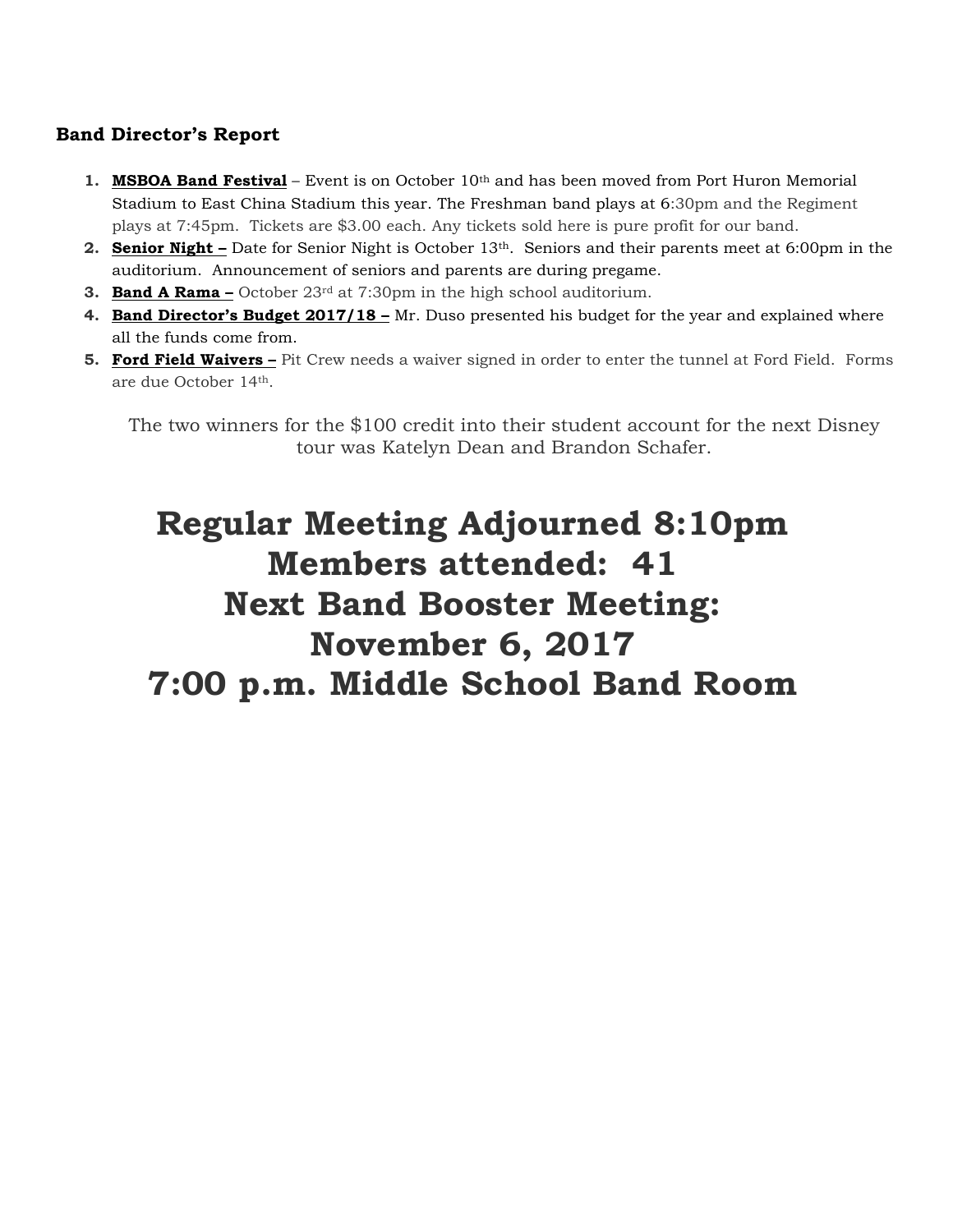**Band Director's Report**

1. **MSBOA Band Festival** – Event is on October 10th and has been moved from Port Huron Memorial Stadium to East China Stadium this year. The Freshman band plays at 6:30pm and the Regiment plays at 7:45pm. Tickets are $3.00 each. Any tickets sold here is pure profit for our band.
2. **Senior Night –** Date for Senior Night is October 13th. Seniors and their parents meet at 6:00pm in the auditorium. Announcement of seniors and parents are during pregame.
3. **Band A Rama –** October 23rd at 7:30pm in the high school auditorium.
4. **Band Director's Budget 2017/18 –** Mr. Duso presented his budget for the year and explained where all the funds come from.
5. **Ford Field Waivers –** Pit Crew needs a waiver signed in order to enter the tunnel at Ford Field. Forms are due October 14th.

The two winners for the $100 credit into their student account for the next Disney tour was Katelyn Dean and Brandon Schafer.

# Regular Meeting Adjourned 8:10pm
# Members attended: 41
# Next Band Booster Meeting:
# November 6, 2017
# 7:00 p.m. Middle School Band Room